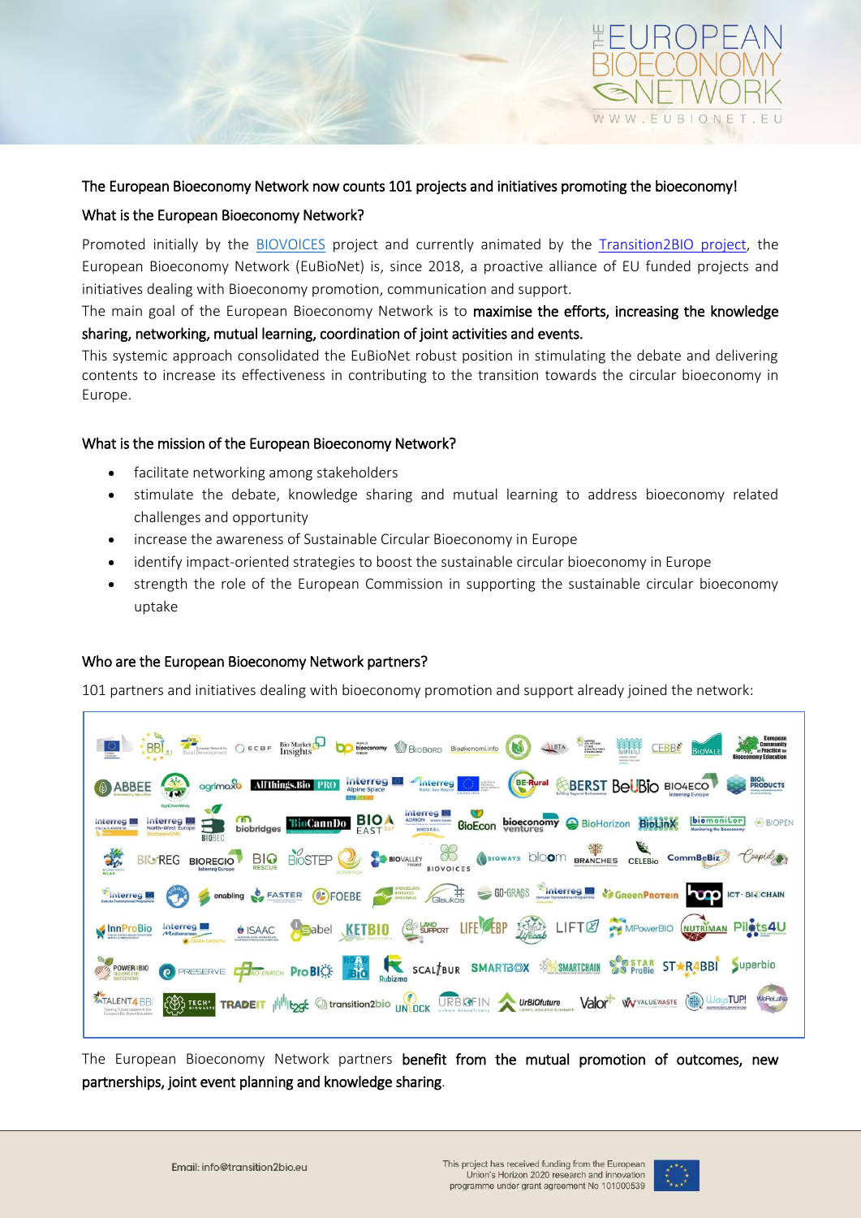The European Bioeconomy Network now counts 101 projects and initiatives promoting the bioeconomy!

## What is the European Bioeconomy Network?

Promoted initially by the BIOVOICES project and currently animated by the Transition2BIO project, the European Bioeconomy Network (EuBioNet) is, since 2018, a proactive alliance of EU funded projects and initiatives dealing with Bioeconomy promotion, communication and support.

The main goal of the European Bioeconomy Network is to **maximise the efforts, increasing the knowledge sharing, networking, mutual learning, coordination of joint activities and events.**

This systemic approach consolidated the EuBioNet robust position in stimulating the debate and delivering contents to increase its effectiveness in contributing to the transition towards the circular bioeconomy in Europe.

## What is the mission of the European Bioeconomy Network?

- facilitate networking among stakeholders
- stimulate the debate, knowledge sharing and mutual learning to address bioeconomy related challenges and opportunity
- increase the awareness of Sustainable Circular Bioeconomy in Europe
- identify impact-oriented strategies to boost the sustainable circular bioeconomy in Europe
- strength the role of the European Commission in supporting the sustainable circular bioeconomy uptake

## Who are the European Bioeconomy Network partners?

101 partners and initiatives dealing with bioeconomy promotion and support already joined the network:

The European Bioeconomy Network partners **benefit from the mutual promotion of outcomes, new partnerships, joint event planning and knowledge sharing**.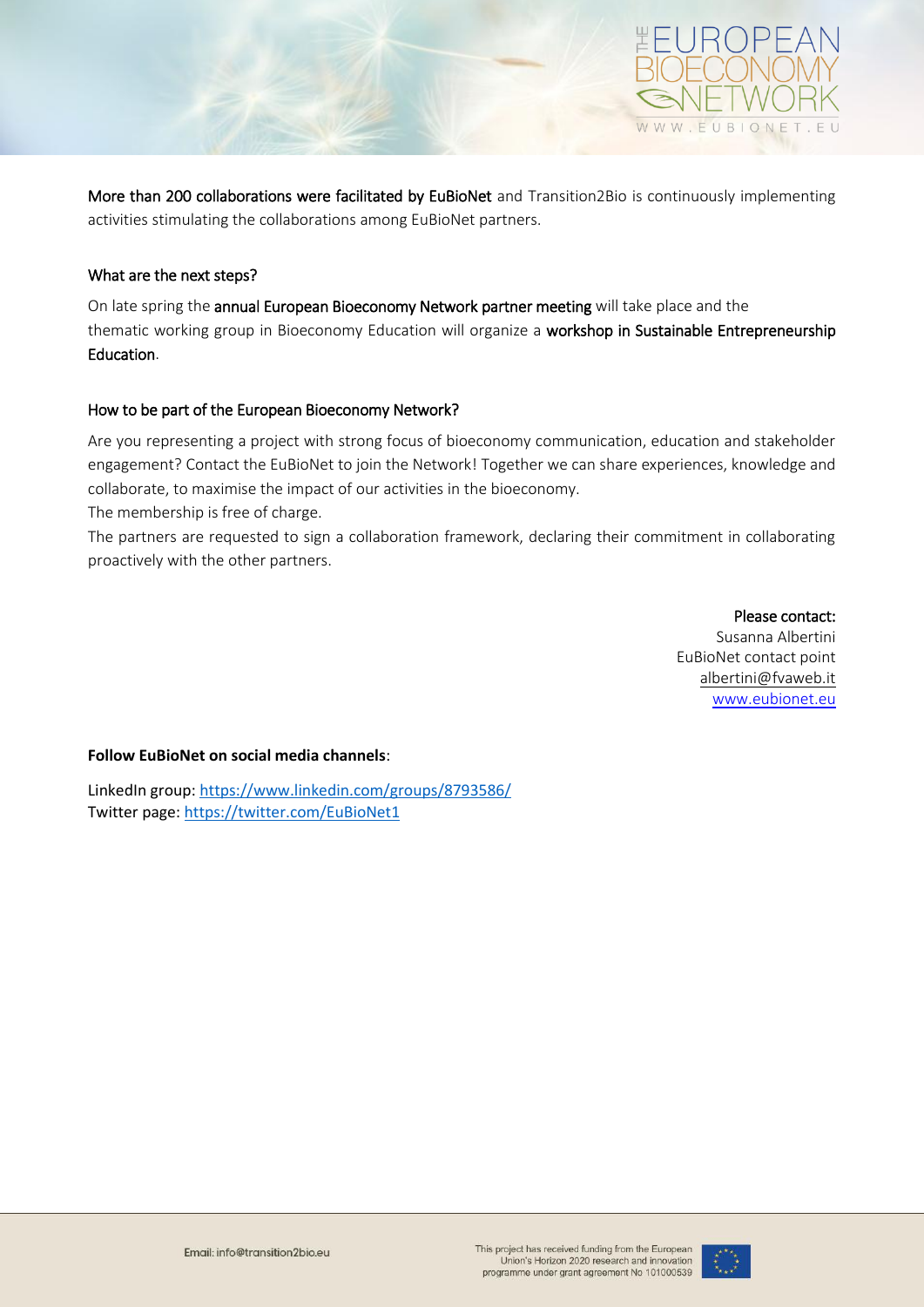**More than 200 collaborations were facilitated by EuBioNet** and Transition2Bio is continuously implementing activities stimulating the collaborations among EuBioNet partners.

### What are the next steps?

On late spring the **annual European Bioeconomy Network partner meeting** will take place and the thematic working group in Bioeconomy Education will organize a **workshop in Sustainable Entrepreneurship Education**.

### How to be part of the European Bioeconomy Network?

Are you representing a project with strong focus of bioeconomy communication, education and stakeholder engagement? Contact the EuBioNet to join the Network! Together we can share experiences, knowledge and collaborate, to maximise the impact of our activities in the bioeconomy.
The membership is free of charge.
The partners are requested to sign a collaboration framework, declaring their commitment in collaborating proactively with the other partners.

**Please contact:**
Susanna Albertini
EuBioNet contact point
albertini@fvaweb.it
www.eubionet.eu

**Follow EuBioNet on social media channels**:

LinkedIn group: https://www.linkedin.com/groups/8793586/
Twitter page: https://twitter.com/EuBioNet1